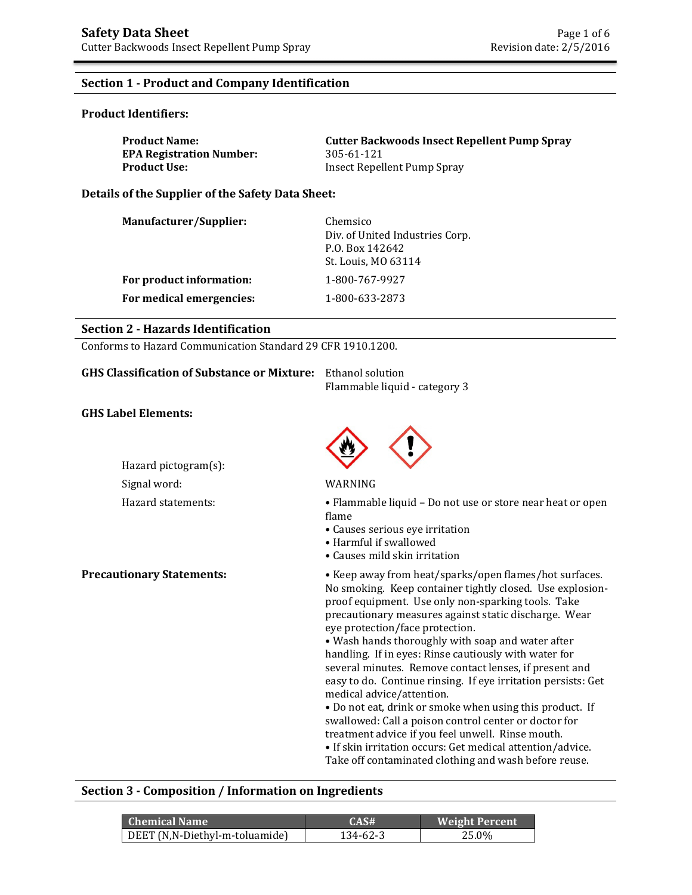# Safety Data Sheet

Cutter Backwoods Insect Repellent Pump Spray

Revision date: 2/5/2016

## Section 1 - Product and Company Identification

### Product Identifiers:

**Product Name:** **Cutter Backwoods Insect Repellent Pump Spray**
**EPA Registration Number:** 305-61-121
**Product Use:** Insect Repellent Pump Spray

### Details of the Supplier of the Safety Data Sheet:

**Manufacturer/Supplier:** Chemsico
Div. of United Industries Corp.
P.O. Box 142642
St. Louis, MO 63114

**For product information:** 1-800-767-9927

**For medical emergencies:** 1-800-633-2873

## Section 2 - Hazards Identification

Conforms to Hazard Communication Standard 29 CFR 1910.1200.

**GHS Classification of Substance or Mixture:** Ethanol solution
Flammable liquid - category 3

### GHS Label Elements:

Hazard pictogram(s):

Signal word: WARNING

Hazard statements:

- Flammable liquid – Do not use or store near heat or open flame
- Causes serious eye irritation
- Harmful if swallowed
- Causes mild skin irritation

**Precautionary Statements:**

- Keep away from heat/sparks/open flames/hot surfaces. No smoking. Keep container tightly closed. Use explosion-proof equipment. Use only non-sparking tools. Take precautionary measures against static discharge. Wear eye protection/face protection.
- Wash hands thoroughly with soap and water after handling. If in eyes: Rinse cautiously with water for several minutes. Remove contact lenses, if present and easy to do. Continue rinsing. If eye irritation persists: Get medical advice/attention.
- Do not eat, drink or smoke when using this product. If swallowed: Call a poison control center or doctor for treatment advice if you feel unwell. Rinse mouth.
- If skin irritation occurs: Get medical attention/advice. Take off contaminated clothing and wash before reuse.

## Section 3 - Composition / Information on Ingredients

| Chemical Name | CAS# | Weight Percent |
| --- | --- | --- |
| DEET (N,N-Diethyl-m-toluamide) | 134-62-3 | 25.0% |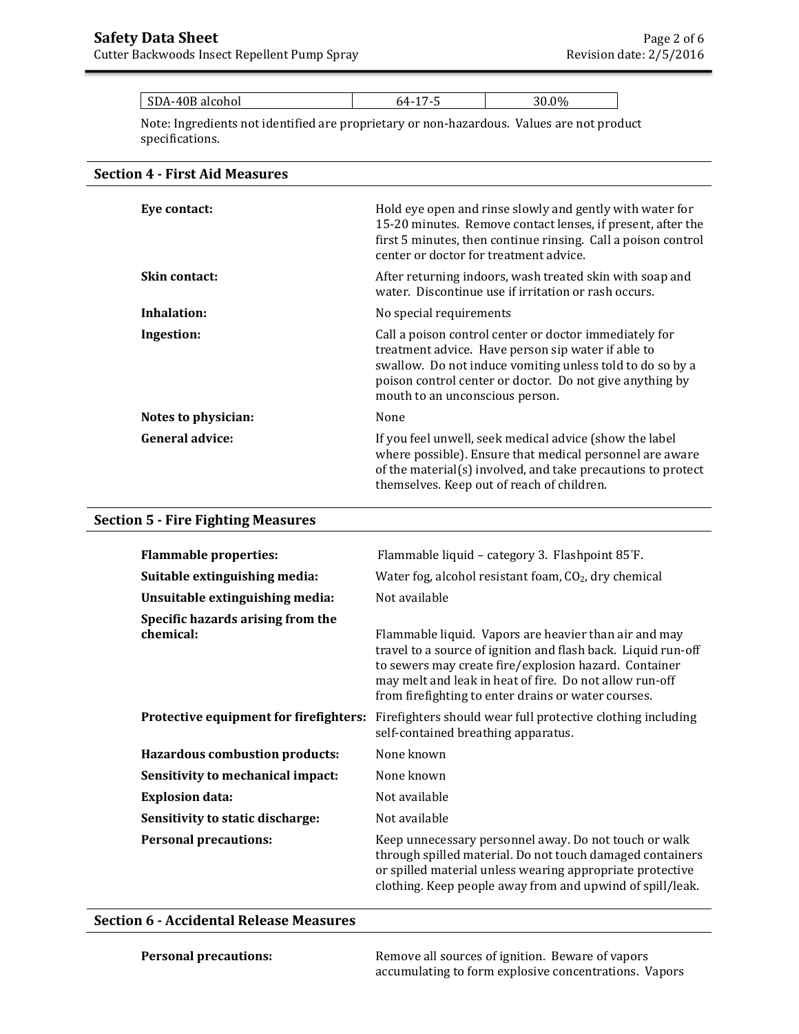| SDA-40B alcohol | 64-17-5 | 30.0% |
|---|---|---|

Note: Ingredients not identified are proprietary or non-hazardous. Values are not product specifications.

## Section 4 - First Aid Measures

**Eye contact:** Hold eye open and rinse slowly and gently with water for 15-20 minutes. Remove contact lenses, if present, after the first 5 minutes, then continue rinsing. Call a poison control center or doctor for treatment advice.

**Skin contact:** After returning indoors, wash treated skin with soap and water. Discontinue use if irritation or rash occurs.

**Inhalation:** No special requirements

**Ingestion:** Call a poison control center or doctor immediately for treatment advice. Have person sip water if able to swallow. Do not induce vomiting unless told to do so by a poison control center or doctor. Do not give anything by mouth to an unconscious person.

**Notes to physician:** None

**General advice:** If you feel unwell, seek medical advice (show the label where possible). Ensure that medical personnel are aware of the material(s) involved, and take precautions to protect themselves. Keep out of reach of children.

## Section 5 - Fire Fighting Measures

**Flammable properties:** Flammable liquid – category 3. Flashpoint 85˚F.

**Suitable extinguishing media:** Water fog, alcohol resistant foam, $CO_2$, dry chemical

**Unsuitable extinguishing media:** Not available

**Specific hazards arising from the chemical:** Flammable liquid. Vapors are heavier than air and may travel to a source of ignition and flash back. Liquid run-off to sewers may create fire/explosion hazard. Container may melt and leak in heat of fire. Do not allow run-off from firefighting to enter drains or water courses.

**Protective equipment for firefighters:** Firefighters should wear full protective clothing including self-contained breathing apparatus.

**Hazardous combustion products:** None known

**Sensitivity to mechanical impact:** None known

**Explosion data:** Not available

**Sensitivity to static discharge:** Not available

**Personal precautions:** Keep unnecessary personnel away. Do not touch or walk through spilled material. Do not touch damaged containers or spilled material unless wearing appropriate protective clothing. Keep people away from and upwind of spill/leak.

## Section 6 - Accidental Release Measures

**Personal precautions:** Remove all sources of ignition. Beware of vapors accumulating to form explosive concentrations. Vapors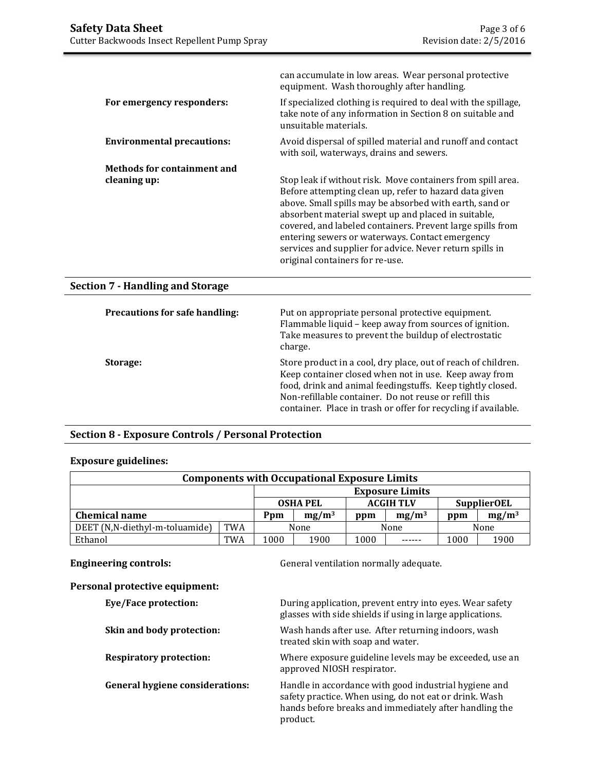can accumulate in low areas. Wear personal protective equipment. Wash thoroughly after handling.

**For emergency responders:** If specialized clothing is required to deal with the spillage, take note of any information in Section 8 on suitable and unsuitable materials.

**Environmental precautions:** Avoid dispersal of spilled material and runoff and contact with soil, waterways, drains and sewers.

**Methods for containment and cleaning up:** Stop leak if without risk. Move containers from spill area. Before attempting clean up, refer to hazard data given above. Small spills may be absorbed with earth, sand or absorbent material swept up and placed in suitable, covered, and labeled containers. Prevent large spills from entering sewers or waterways. Contact emergency services and supplier for advice. Never return spills in original containers for re-use.

## Section 7 - Handling and Storage

**Precautions for safe handling:** Put on appropriate personal protective equipment. Flammable liquid – keep away from sources of ignition. Take measures to prevent the buildup of electrostatic charge.

**Storage:** Store product in a cool, dry place, out of reach of children. Keep container closed when not in use. Keep away from food, drink and animal feedingstuffs. Keep tightly closed. Non-refillable container. Do not reuse or refill this container. Place in trash or offer for recycling if available.

## Section 8 - Exposure Controls / Personal Protection

**Exposure guidelines:**

| Components with Occupational Exposure Limits | | | | | | | |
|---|---|---|---|---|---|---|---|
| | | Exposure Limits | | | | | |
| | | OSHA PEL | | ACGIH TLV | | SupplierOEL | |
| **Chemical name** | | **Ppm** | **mg/m³** | **ppm** | **mg/m³** | **ppm** | **mg/m³** |
| DEET (N,N-diethyl-m-toluamide) | TWA | None | | None | | None | |
| Ethanol | TWA | 1000 | 1900 | 1000 | ------ | 1000 | 1900 |

**Engineering controls:** General ventilation normally adequate.

**Personal protective equipment:**

**Eye/Face protection:** During application, prevent entry into eyes. Wear safety glasses with side shields if using in large applications.

**Skin and body protection:** Wash hands after use. After returning indoors, wash treated skin with soap and water.

**Respiratory protection:** Where exposure guideline levels may be exceeded, use an approved NIOSH respirator.

**General hygiene considerations:** Handle in accordance with good industrial hygiene and safety practice. When using, do not eat or drink. Wash hands before breaks and immediately after handling the product.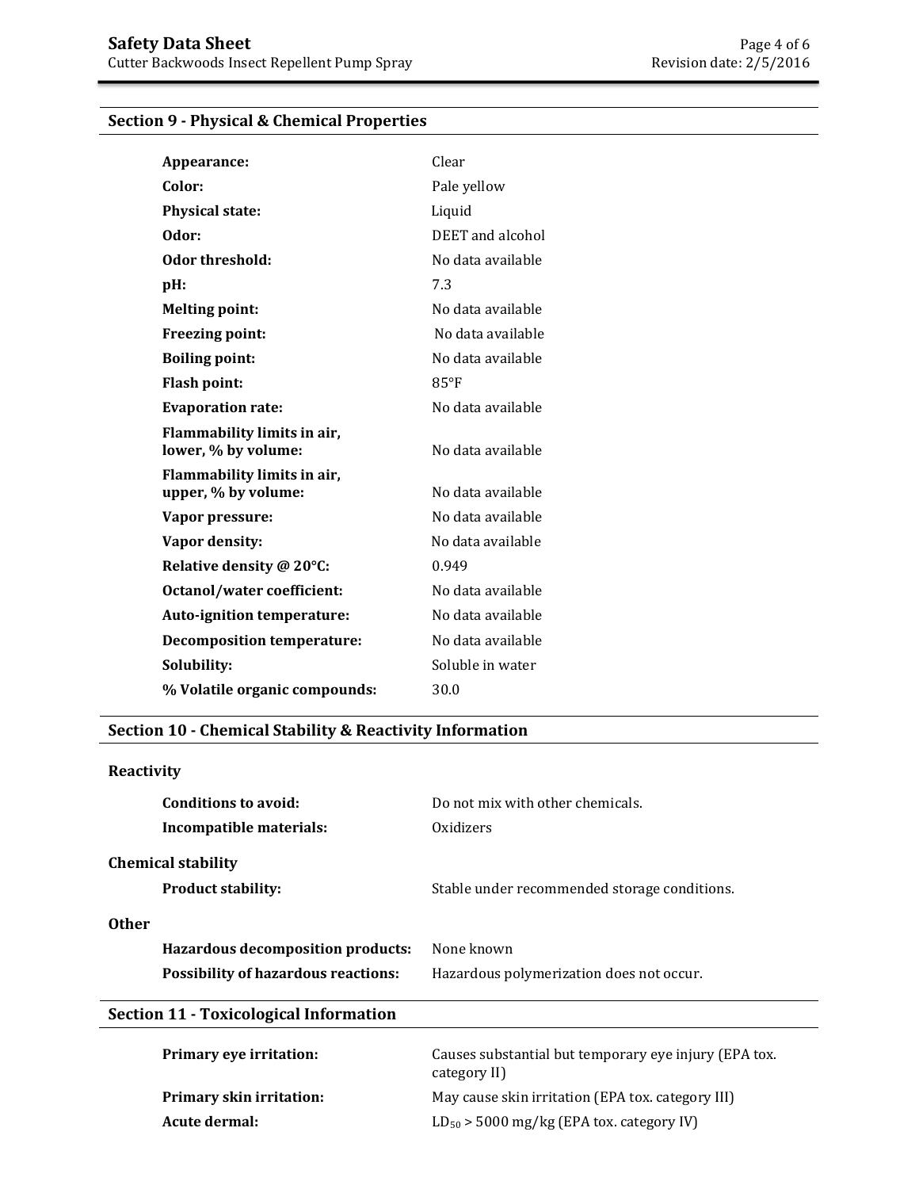## Section 9 - Physical & Chemical Properties

| | |
|---|---|
| **Appearance:** | Clear |
| **Color:** | Pale yellow |
| **Physical state:** | Liquid |
| **Odor:** | DEET and alcohol |
| **Odor threshold:** | No data available |
| **pH:** | 7.3 |
| **Melting point:** | No data available |
| **Freezing point:** | No data available |
| **Boiling point:** | No data available |
| **Flash point:** | 85°F |
| **Evaporation rate:** | No data available |
| **Flammability limits in air, lower, % by volume:** | No data available |
| **Flammability limits in air, upper, % by volume:** | No data available |
| **Vapor pressure:** | No data available |
| **Vapor density:** | No data available |
| **Relative density @ 20°C:** | 0.949 |
| **Octanol/water coefficient:** | No data available |
| **Auto-ignition temperature:** | No data available |
| **Decomposition temperature:** | No data available |
| **Solubility:** | Soluble in water |
| **% Volatile organic compounds:** | 30.0 |

## Section 10 - Chemical Stability & Reactivity Information

**Reactivity**

| | |
|---|---|
| **Conditions to avoid:** | Do not mix with other chemicals. |
| **Incompatible materials:** | Oxidizers |

**Chemical stability**

| | |
|---|---|
| **Product stability:** | Stable under recommended storage conditions. |

**Other**

| | |
|---|---|
| **Hazardous decomposition products:** | None known |
| **Possibility of hazardous reactions:** | Hazardous polymerization does not occur. |

## Section 11 - Toxicological Information

| | |
|---|---|
| **Primary eye irritation:** | Causes substantial but temporary eye injury (EPA tox. category II) |
| **Primary skin irritation:** | May cause skin irritation (EPA tox. category III) |
| **Acute dermal:** | $LD_{50}$ > 5000 mg/kg (EPA tox. category IV) |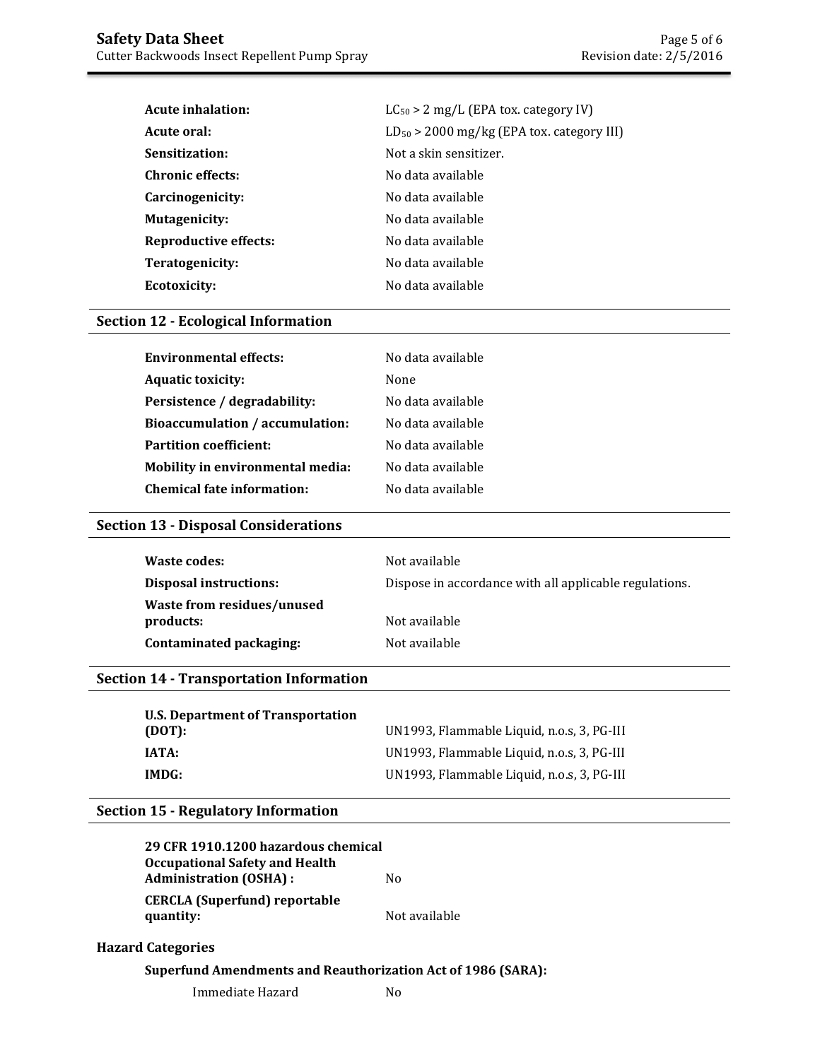| | |
|---|---|
| **Acute inhalation:** | $LC_{50}$ > 2 mg/L (EPA tox. category IV) |
| **Acute oral:** | $LD_{50}$ > 2000 mg/kg (EPA tox. category III) |
| **Sensitization:** | Not a skin sensitizer. |
| **Chronic effects:** | No data available |
| **Carcinogenicity:** | No data available |
| **Mutagenicity:** | No data available |
| **Reproductive effects:** | No data available |
| **Teratogenicity:** | No data available |
| **Ecotoxicity:** | No data available |

## Section 12 - Ecological Information

| | |
|---|---|
| **Environmental effects:** | No data available |
| **Aquatic toxicity:** | None |
| **Persistence / degradability:** | No data available |
| **Bioaccumulation / accumulation:** | No data available |
| **Partition coefficient:** | No data available |
| **Mobility in environmental media:** | No data available |
| **Chemical fate information:** | No data available |

## Section 13 - Disposal Considerations

| | |
|---|---|
| **Waste codes:** | Not available |
| **Disposal instructions:** | Dispose in accordance with all applicable regulations. |
| **Waste from residues/unused products:** | Not available |
| **Contaminated packaging:** | Not available |

## Section 14 - Transportation Information

| | |
|---|---|
| **U.S. Department of Transportation (DOT):** | UN1993, Flammable Liquid, n.o.s, 3, PG-III |
| **IATA:** | UN1993, Flammable Liquid, n.o.s, 3, PG-III |
| **IMDG:** | UN1993, Flammable Liquid, n.o.s, 3, PG-III |

## Section 15 - Regulatory Information

| | |
|---|---|
| **29 CFR 1910.1200 hazardous chemical Occupational Safety and Health Administration (OSHA) :** | No |
| **CERCLA (Superfund) reportable quantity:** | Not available |

### Hazard Categories

**Superfund Amendments and Reauthorization Act of 1986 (SARA):**

| | |
|---|---|
| Immediate Hazard | No |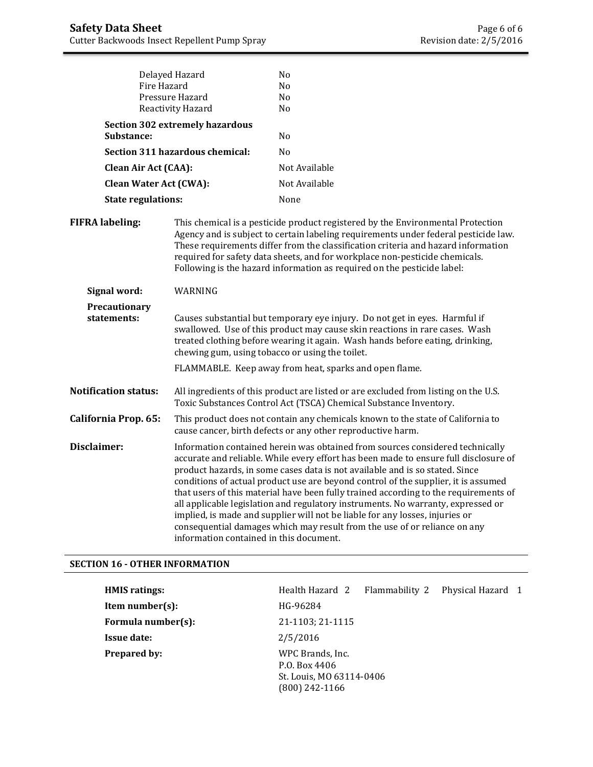| | |
|---|---|
| Delayed Hazard | No |
| Fire Hazard | No |
| Pressure Hazard | No |
| Reactivity Hazard | No |

| | |
|---|---|
| **Section 302 extremely hazardous Substance:** | No |
| **Section 311 hazardous chemical:** | No |
| **Clean Air Act (CAA):** | Not Available |
| **Clean Water Act (CWA):** | Not Available |
| **State regulations:** | None |

**FIFRA labeling:** This chemical is a pesticide product registered by the Environmental Protection Agency and is subject to certain labeling requirements under federal pesticide law. These requirements differ from the classification criteria and hazard information required for safety data sheets, and for workplace non-pesticide chemicals. Following is the hazard information as required on the pesticide label:

**Signal word:** WARNING

**Precautionary statements:** Causes substantial but temporary eye injury. Do not get in eyes. Harmful if swallowed. Use of this product may cause skin reactions in rare cases. Wash treated clothing before wearing it again. Wash hands before eating, drinking, chewing gum, using tobacco or using the toilet.

FLAMMABLE. Keep away from heat, sparks and open flame.

**Notification status:** All ingredients of this product are listed or are excluded from listing on the U.S. Toxic Substances Control Act (TSCA) Chemical Substance Inventory.

**California Prop. 65:** This product does not contain any chemicals known to the state of California to cause cancer, birth defects or any other reproductive harm.

**Disclaimer:** Information contained herein was obtained from sources considered technically accurate and reliable. While every effort has been made to ensure full disclosure of product hazards, in some cases data is not available and is so stated. Since conditions of actual product use are beyond control of the supplier, it is assumed that users of this material have been fully trained according to the requirements of all applicable legislation and regulatory instruments. No warranty, expressed or implied, is made and supplier will not be liable for any losses, injuries or consequential damages which may result from the use of or reliance on any information contained in this document.

## SECTION 16 - OTHER INFORMATION

| | |
|---|---|
| **HMIS ratings:** | Health Hazard 2 Flammability 2 Physical Hazard 1 |
| **Item number(s):** | HG-96284 |
| **Formula number(s):** | 21-1103; 21-1115 |
| **Issue date:** | 2/5/2016 |
| **Prepared by:** | WPC Brands, Inc.<br>P.O. Box 4406<br>St. Louis, MO 63114-0406<br>(800) 242-1166 |